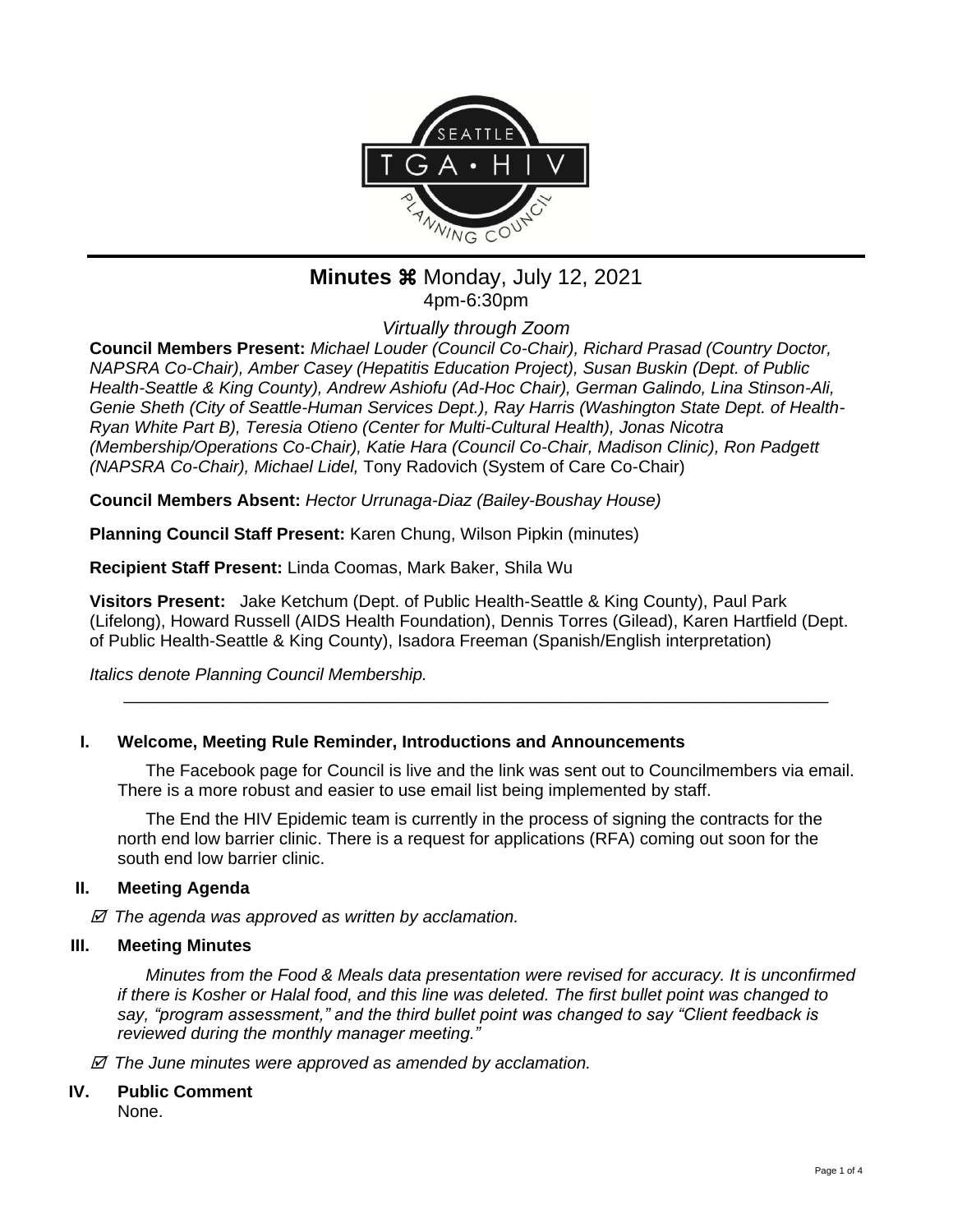# Minutes ⌘ Monday, July 12, 2021

4pm-6:30pm

*Virtually through Zoom*

**Council Members Present:** *Michael Louder (Council Co-Chair), Richard Prasad (Country Doctor, NAPSRA Co-Chair), Amber Casey (Hepatitis Education Project), Susan Buskin (Dept. of Public Health-Seattle & King County), Andrew Ashiofu (Ad-Hoc Chair), German Galindo, Lina Stinson-Ali, Genie Sheth (City of Seattle-Human Services Dept.), Ray Harris (Washington State Dept. of Health-Ryan White Part B), Teresia Otieno (Center for Multi-Cultural Health), Jonas Nicotra (Membership/Operations Co-Chair), Katie Hara (Council Co-Chair, Madison Clinic), Ron Padgett (NAPSRA Co-Chair), Michael Lidel,* Tony Radovich (System of Care Co-Chair)

**Council Members Absent:** *Hector Urrunaga-Diaz (Bailey-Boushay House)*

**Planning Council Staff Present:** Karen Chung, Wilson Pipkin (minutes)

**Recipient Staff Present:** Linda Coomas, Mark Baker, Shila Wu

**Visitors Present:** Jake Ketchum (Dept. of Public Health-Seattle & King County), Paul Park (Lifelong), Howard Russell (AIDS Health Foundation), Dennis Torres (Gilead), Karen Hartfield (Dept. of Public Health-Seattle & King County), Isadora Freeman (Spanish/English interpretation)

*Italics denote Planning Council Membership.*

---

## I. Welcome, Meeting Rule Reminder, Introductions and Announcements

The Facebook page for Council is live and the link was sent out to Councilmembers via email. There is a more robust and easier to use email list being implemented by staff.

The End the HIV Epidemic team is currently in the process of signing the contracts for the north end low barrier clinic. There is a request for applications (RFA) coming out soon for the south end low barrier clinic.

## II. Meeting Agenda

☑ *The agenda was approved as written by acclamation.*

## III. Meeting Minutes

*Minutes from the Food & Meals data presentation were revised for accuracy. It is unconfirmed if there is Kosher or Halal food, and this line was deleted. The first bullet point was changed to say, "program assessment," and the third bullet point was changed to say "Client feedback is reviewed during the monthly manager meeting."*

☑ *The June minutes were approved as amended by acclamation.*

## IV. Public Comment

None.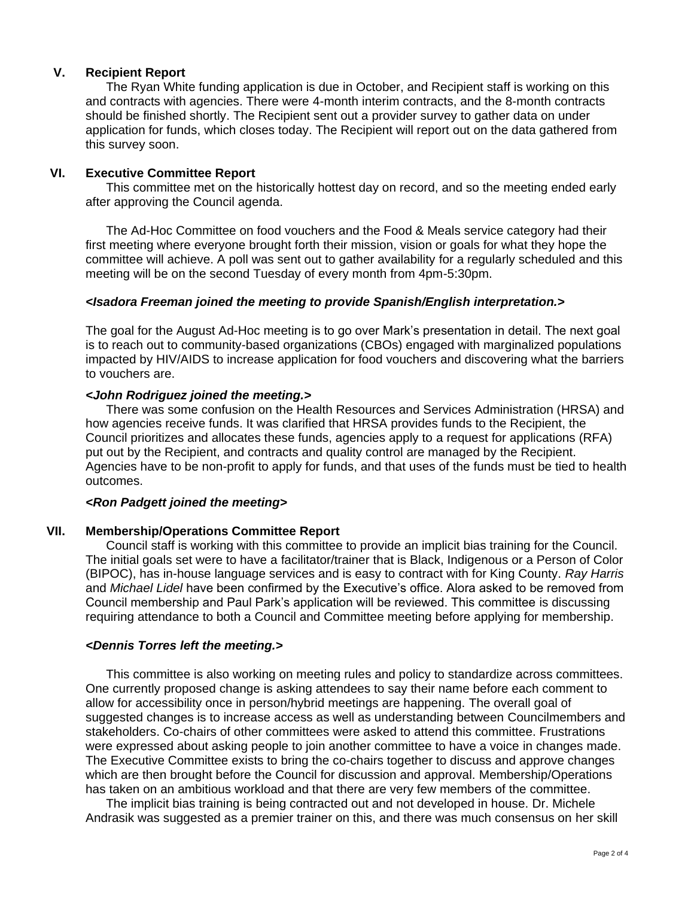## V. Recipient Report

The Ryan White funding application is due in October, and Recipient staff is working on this and contracts with agencies. There were 4-month interim contracts, and the 8-month contracts should be finished shortly. The Recipient sent out a provider survey to gather data on under application for funds, which closes today. The Recipient will report out on the data gathered from this survey soon.

## VI. Executive Committee Report

This committee met on the historically hottest day on record, and so the meeting ended early after approving the Council agenda.

The Ad-Hoc Committee on food vouchers and the Food & Meals service category had their first meeting where everyone brought forth their mission, vision or goals for what they hope the committee will achieve. A poll was sent out to gather availability for a regularly scheduled and this meeting will be on the second Tuesday of every month from 4pm-5:30pm.

***<Isadora Freeman joined the meeting to provide Spanish/English interpretation.>***

The goal for the August Ad-Hoc meeting is to go over Mark's presentation in detail. The next goal is to reach out to community-based organizations (CBOs) engaged with marginalized populations impacted by HIV/AIDS to increase application for food vouchers and discovering what the barriers to vouchers are.

***<John Rodriguez joined the meeting.>***

There was some confusion on the Health Resources and Services Administration (HRSA) and how agencies receive funds. It was clarified that HRSA provides funds to the Recipient, the Council prioritizes and allocates these funds, agencies apply to a request for applications (RFA) put out by the Recipient, and contracts and quality control are managed by the Recipient. Agencies have to be non-profit to apply for funds, and that uses of the funds must be tied to health outcomes.

***<Ron Padgett joined the meeting>***

## VII. Membership/Operations Committee Report

Council staff is working with this committee to provide an implicit bias training for the Council. The initial goals set were to have a facilitator/trainer that is Black, Indigenous or a Person of Color (BIPOC), has in-house language services and is easy to contract with for King County. *Ray Harris* and *Michael Lidel* have been confirmed by the Executive's office. Alora asked to be removed from Council membership and Paul Park's application will be reviewed. This committee is discussing requiring attendance to both a Council and Committee meeting before applying for membership.

***<Dennis Torres left the meeting.>***

This committee is also working on meeting rules and policy to standardize across committees. One currently proposed change is asking attendees to say their name before each comment to allow for accessibility once in person/hybrid meetings are happening. The overall goal of suggested changes is to increase access as well as understanding between Councilmembers and stakeholders. Co-chairs of other committees were asked to attend this committee. Frustrations were expressed about asking people to join another committee to have a voice in changes made. The Executive Committee exists to bring the co-chairs together to discuss and approve changes which are then brought before the Council for discussion and approval. Membership/Operations has taken on an ambitious workload and that there are very few members of the committee.

The implicit bias training is being contracted out and not developed in house. Dr. Michele Andrasik was suggested as a premier trainer on this, and there was much consensus on her skill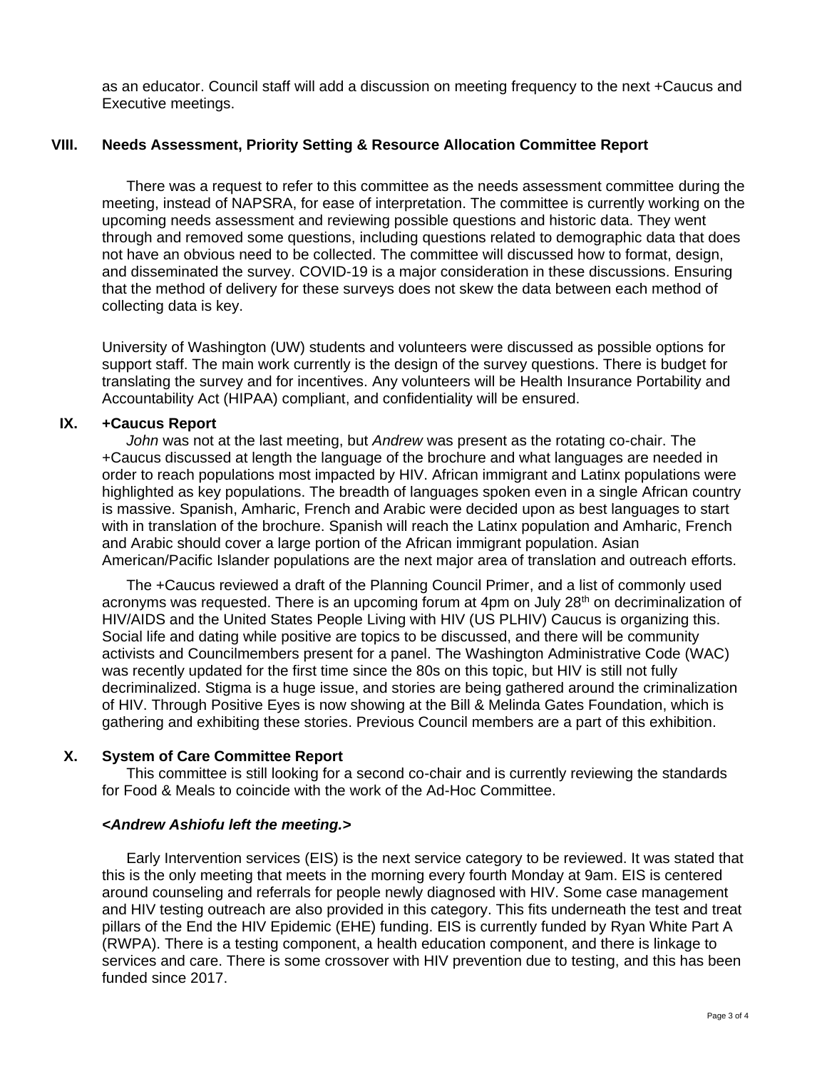as an educator. Council staff will add a discussion on meeting frequency to the next +Caucus and Executive meetings.

## VIII. Needs Assessment, Priority Setting & Resource Allocation Committee Report

There was a request to refer to this committee as the needs assessment committee during the meeting, instead of NAPSRA, for ease of interpretation. The committee is currently working on the upcoming needs assessment and reviewing possible questions and historic data. They went through and removed some questions, including questions related to demographic data that does not have an obvious need to be collected. The committee will discussed how to format, design, and disseminated the survey. COVID-19 is a major consideration in these discussions. Ensuring that the method of delivery for these surveys does not skew the data between each method of collecting data is key.

University of Washington (UW) students and volunteers were discussed as possible options for support staff. The main work currently is the design of the survey questions. There is budget for translating the survey and for incentives. Any volunteers will be Health Insurance Portability and Accountability Act (HIPAA) compliant, and confidentiality will be ensured.

## IX. +Caucus Report

*John* was not at the last meeting, but *Andrew* was present as the rotating co-chair. The +Caucus discussed at length the language of the brochure and what languages are needed in order to reach populations most impacted by HIV. African immigrant and Latinx populations were highlighted as key populations. The breadth of languages spoken even in a single African country is massive. Spanish, Amharic, French and Arabic were decided upon as best languages to start with in translation of the brochure. Spanish will reach the Latinx population and Amharic, French and Arabic should cover a large portion of the African immigrant population. Asian American/Pacific Islander populations are the next major area of translation and outreach efforts.

The +Caucus reviewed a draft of the Planning Council Primer, and a list of commonly used acronyms was requested. There is an upcoming forum at 4pm on July 28th on decriminalization of HIV/AIDS and the United States People Living with HIV (US PLHIV) Caucus is organizing this. Social life and dating while positive are topics to be discussed, and there will be community activists and Councilmembers present for a panel. The Washington Administrative Code (WAC) was recently updated for the first time since the 80s on this topic, but HIV is still not fully decriminalized. Stigma is a huge issue, and stories are being gathered around the criminalization of HIV. Through Positive Eyes is now showing at the Bill & Melinda Gates Foundation, which is gathering and exhibiting these stories. Previous Council members are a part of this exhibition.

## X. System of Care Committee Report

This committee is still looking for a second co-chair and is currently reviewing the standards for Food & Meals to coincide with the work of the Ad-Hoc Committee.

***<Andrew Ashiofu left the meeting.>***

Early Intervention services (EIS) is the next service category to be reviewed. It was stated that this is the only meeting that meets in the morning every fourth Monday at 9am. EIS is centered around counseling and referrals for people newly diagnosed with HIV. Some case management and HIV testing outreach are also provided in this category. This fits underneath the test and treat pillars of the End the HIV Epidemic (EHE) funding. EIS is currently funded by Ryan White Part A (RWPA). There is a testing component, a health education component, and there is linkage to services and care. There is some crossover with HIV prevention due to testing, and this has been funded since 2017.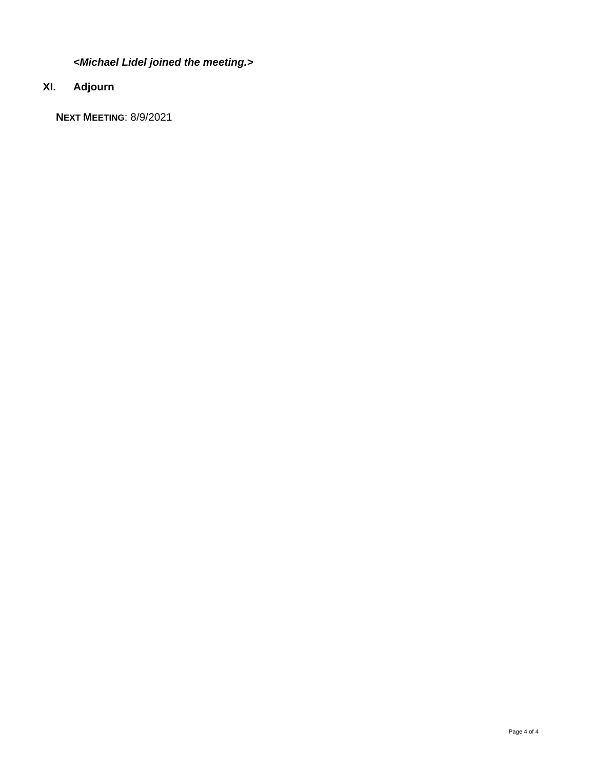***<Michael Lidel joined the meeting.>***

## XI. Adjourn

**NEXT MEETING**: 8/9/2021